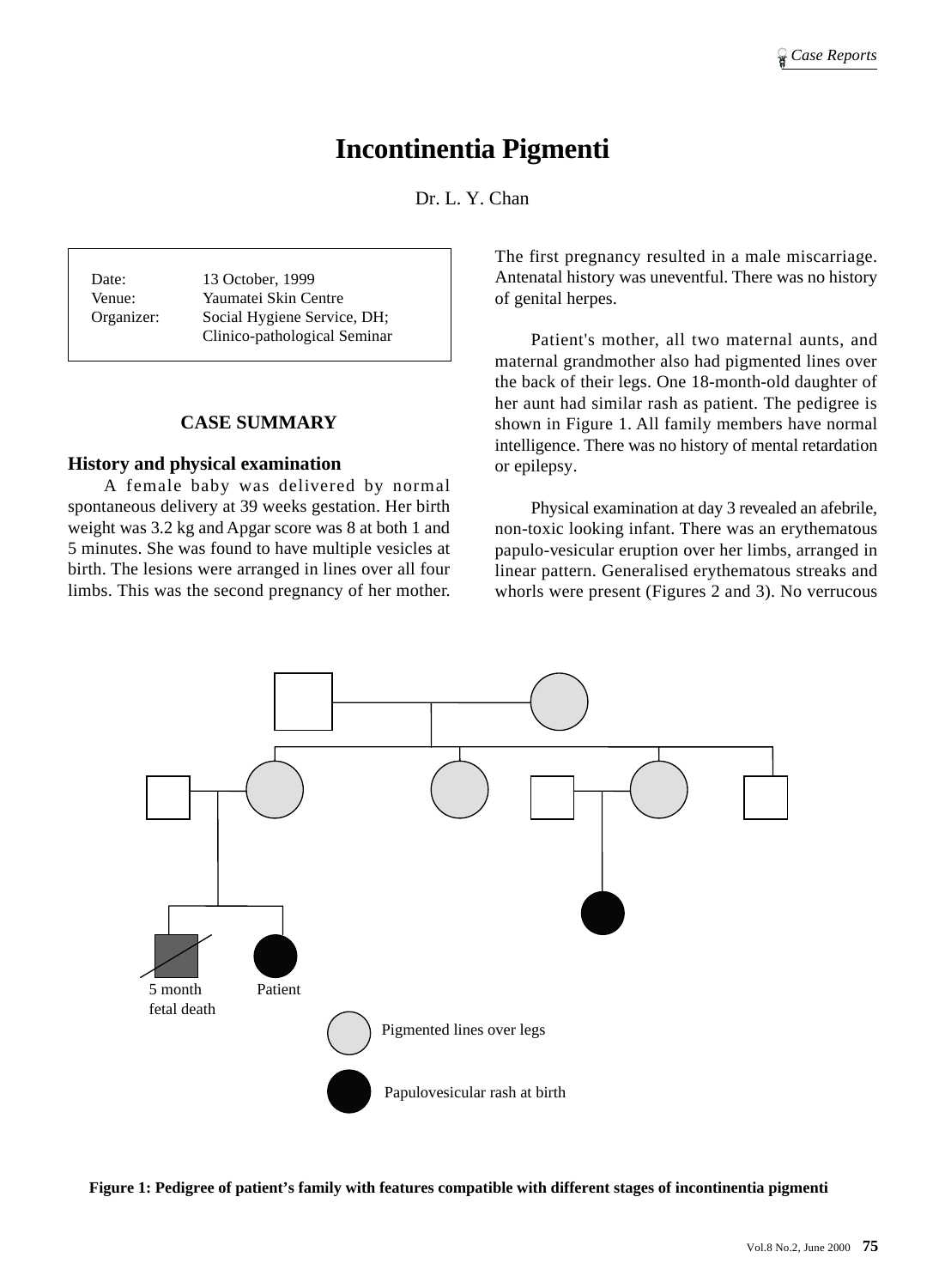# Incontinentia Pigmenti

Dr. L. Y. Chan

Date: 13 October, 1999
Venue: Yaumatei Skin Centre
Organizer: Social Hygiene Service, DH; Clinico-pathological Seminar

## CASE SUMMARY

### History and physical examination

A female baby was delivered by normal spontaneous delivery at 39 weeks gestation. Her birth weight was 3.2 kg and Apgar score was 8 at both 1 and 5 minutes. She was found to have multiple vesicles at birth. The lesions were arranged in lines over all four limbs. This was the second pregnancy of her mother. The first pregnancy resulted in a male miscarriage. Antenatal history was uneventful. There was no history of genital herpes.

Patient's mother, all two maternal aunts, and maternal grandmother also had pigmented lines over the back of their legs. One 18-month-old daughter of her aunt had similar rash as patient. The pedigree is shown in Figure 1. All family members have normal intelligence. There was no history of mental retardation or epilepsy.

Physical examination at day 3 revealed an afebrile, non-toxic looking infant. There was an erythematous papulo-vesicular eruption over her limbs, arranged in linear pattern. Generalised erythematous streaks and whorls were present (Figures 2 and 3). No verrucous

5 month fetal death

Patient

Pigmented lines over legs

Papulovesicular rash at birth

**Figure 1: Pedigree of patient's family with features compatible with different stages of incontinentia pigmenti**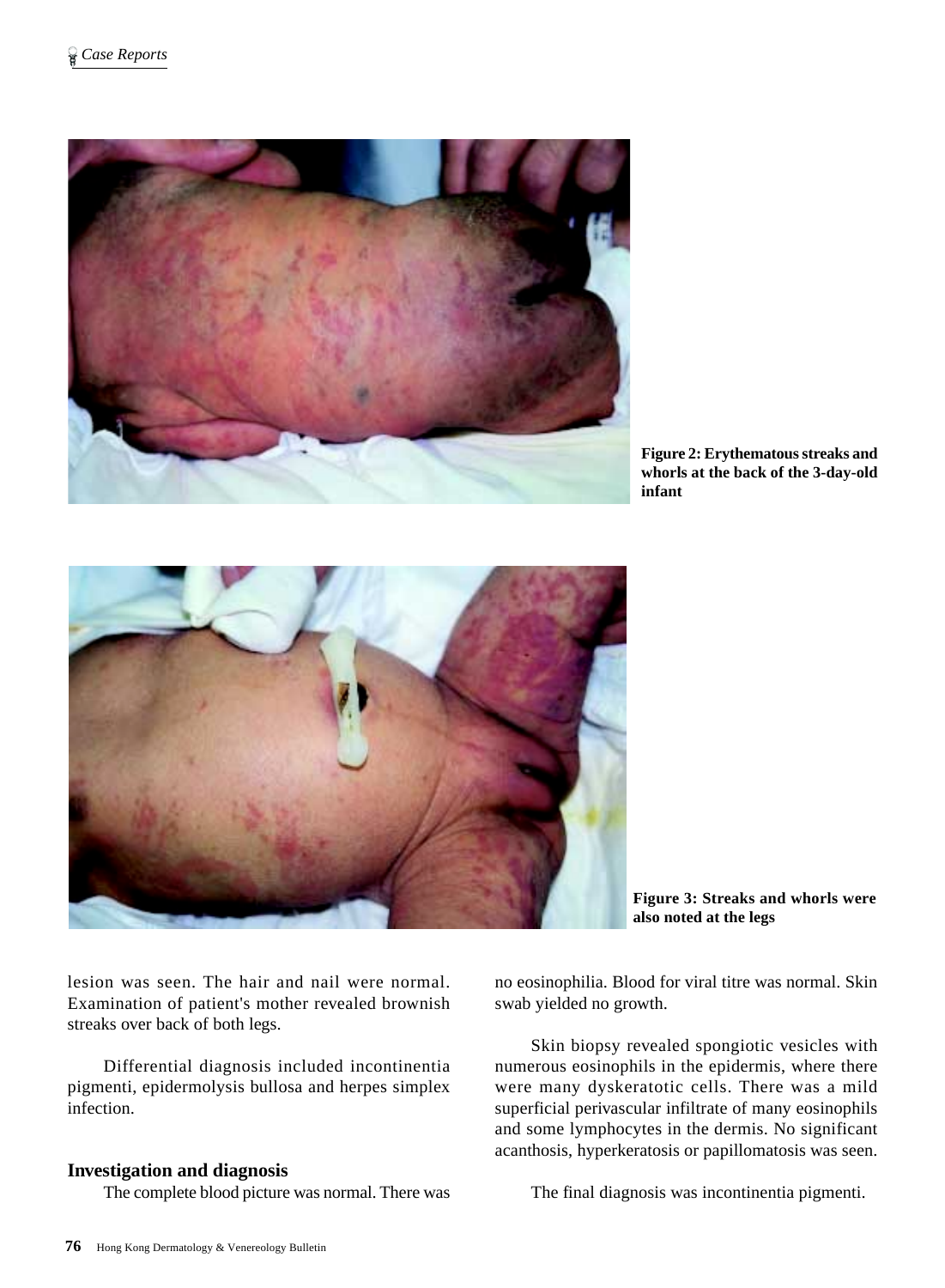Figure 2: Erythematous streaks and whorls at the back of the 3-day-old infant

Figure 3: Streaks and whorls were also noted at the legs

lesion was seen. The hair and nail were normal. Examination of patient's mother revealed brownish streaks over back of both legs.

Differential diagnosis included incontinentia pigmenti, epidermolysis bullosa and herpes simplex infection.

## Investigation and diagnosis

The complete blood picture was normal. There was no eosinophilia. Blood for viral titre was normal. Skin swab yielded no growth.

Skin biopsy revealed spongiotic vesicles with numerous eosinophils in the epidermis, where there were many dyskeratotic cells. There was a mild superficial perivascular infiltrate of many eosinophils and some lymphocytes in the dermis. No significant acanthosis, hyperkeratosis or papillomatosis was seen.

The final diagnosis was incontinentia pigmenti.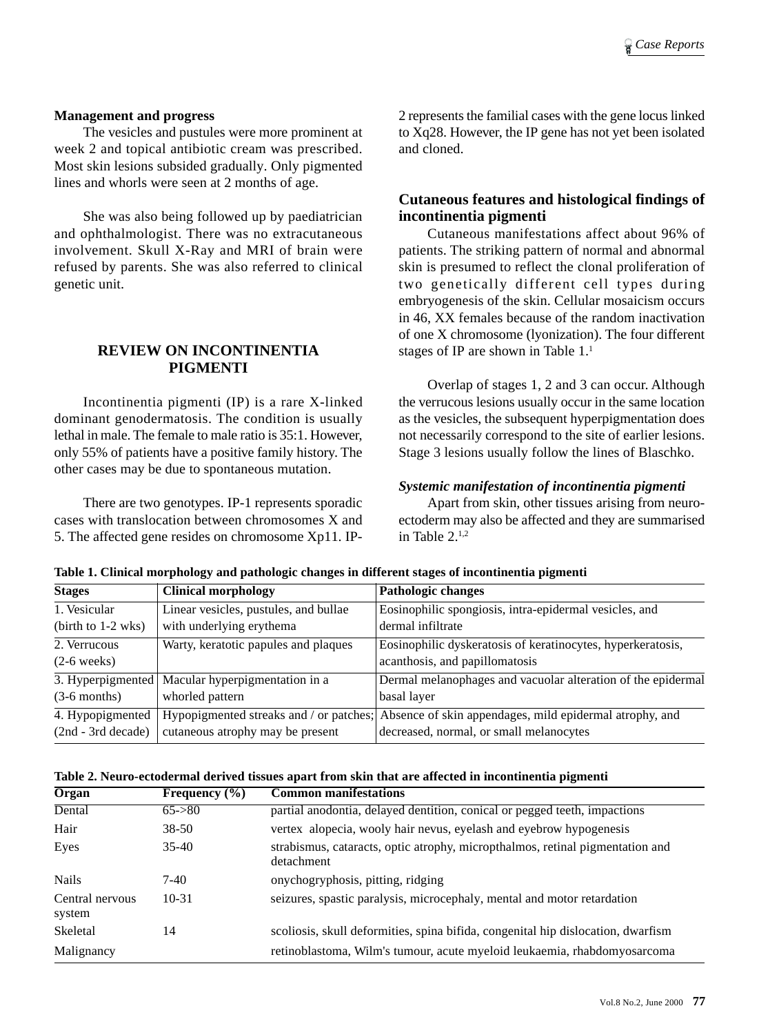### Management and progress

The vesicles and pustules were more prominent at week 2 and topical antibiotic cream was prescribed. Most skin lesions subsided gradually. Only pigmented lines and whorls were seen at 2 months of age.

She was also being followed up by paediatrician and ophthalmologist. There was no extracutaneous involvement. Skull X-Ray and MRI of brain were refused by parents. She was also referred to clinical genetic unit.

## REVIEW ON INCONTINENTIA PIGMENTI

Incontinentia pigmenti (IP) is a rare X-linked dominant genodermatosis. The condition is usually lethal in male. The female to male ratio is 35:1. However, only 55% of patients have a positive family history. The other cases may be due to spontaneous mutation.

There are two genotypes. IP-1 represents sporadic cases with translocation between chromosomes X and 5. The affected gene resides on chromosome Xp11. IP-2 represents the familial cases with the gene locus linked to Xq28. However, the IP gene has not yet been isolated and cloned.

### Cutaneous features and histological findings of incontinentia pigmenti

Cutaneous manifestations affect about 96% of patients. The striking pattern of normal and abnormal skin is presumed to reflect the clonal proliferation of two genetically different cell types during embryogenesis of the skin. Cellular mosaicism occurs in 46, XX females because of the random inactivation of one X chromosome (lyonization). The four different stages of IP are shown in Table 1.[1]

Overlap of stages 1, 2 and 3 can occur. Although the verrucous lesions usually occur in the same location as the vesicles, the subsequent hyperpigmentation does not necessarily correspond to the site of earlier lesions. Stage 3 lesions usually follow the lines of Blaschko.

#### *Systemic manifestation of incontinentia pigmenti*

Apart from skin, other tissues arising from neuro-ectoderm may also be affected and they are summarised in Table 2.[1,2]

**Table 1. Clinical morphology and pathologic changes in different stages of incontinentia pigmenti**

| Stages | Clinical morphology | Pathologic changes |
|---|---|---|
| 1. Vesicular (birth to 1-2 wks) | Linear vesicles, pustules, and bullae with underlying erythema | Eosinophilic spongiosis, intra-epidermal vesicles, and dermal infiltrate |
| 2. Verrucous (2-6 weeks) | Warty, keratotic papules and plaques | Eosinophilic dyskeratosis of keratinocytes, hyperkeratosis, acanthosis, and papillomatosis |
| 3. Hyperpigmented (3-6 months) | Macular hyperpigmentation in a whorled pattern | Dermal melanophages and vacuolar alteration of the epidermal basal layer |
| 4. Hypopigmented (2nd - 3rd decade) | Hypopigmented streaks and / or patches; cutaneous atrophy may be present | Absence of skin appendages, mild epidermal atrophy, and decreased, normal, or small melanocytes |

**Table 2. Neuro-ectodermal derived tissues apart from skin that are affected in incontinentia pigmenti**

| Organ | Frequency (%) | Common manifestations |
|---|---|---|
| Dental | 65->80 | partial anodontia, delayed dentition, conical or pegged teeth, impactions |
| Hair | 38-50 | vertex alopecia, wooly hair nevus, eyelash and eyebrow hypogenesis |
| Eyes | 35-40 | strabismus, cataracts, optic atrophy, micropthalmos, retinal pigmentation and detachment |
| Nails | 7-40 | onychogryphosis, pitting, ridging |
| Central nervous system | 10-31 | seizures, spastic paralysis, microcephaly, mental and motor retardation |
| Skeletal | 14 | scoliosis, skull deformities, spina bifida, congenital hip dislocation, dwarfism |
| Malignancy | | retinoblastoma, Wilm's tumour, acute myeloid leukaemia, rhabdomyosarcoma |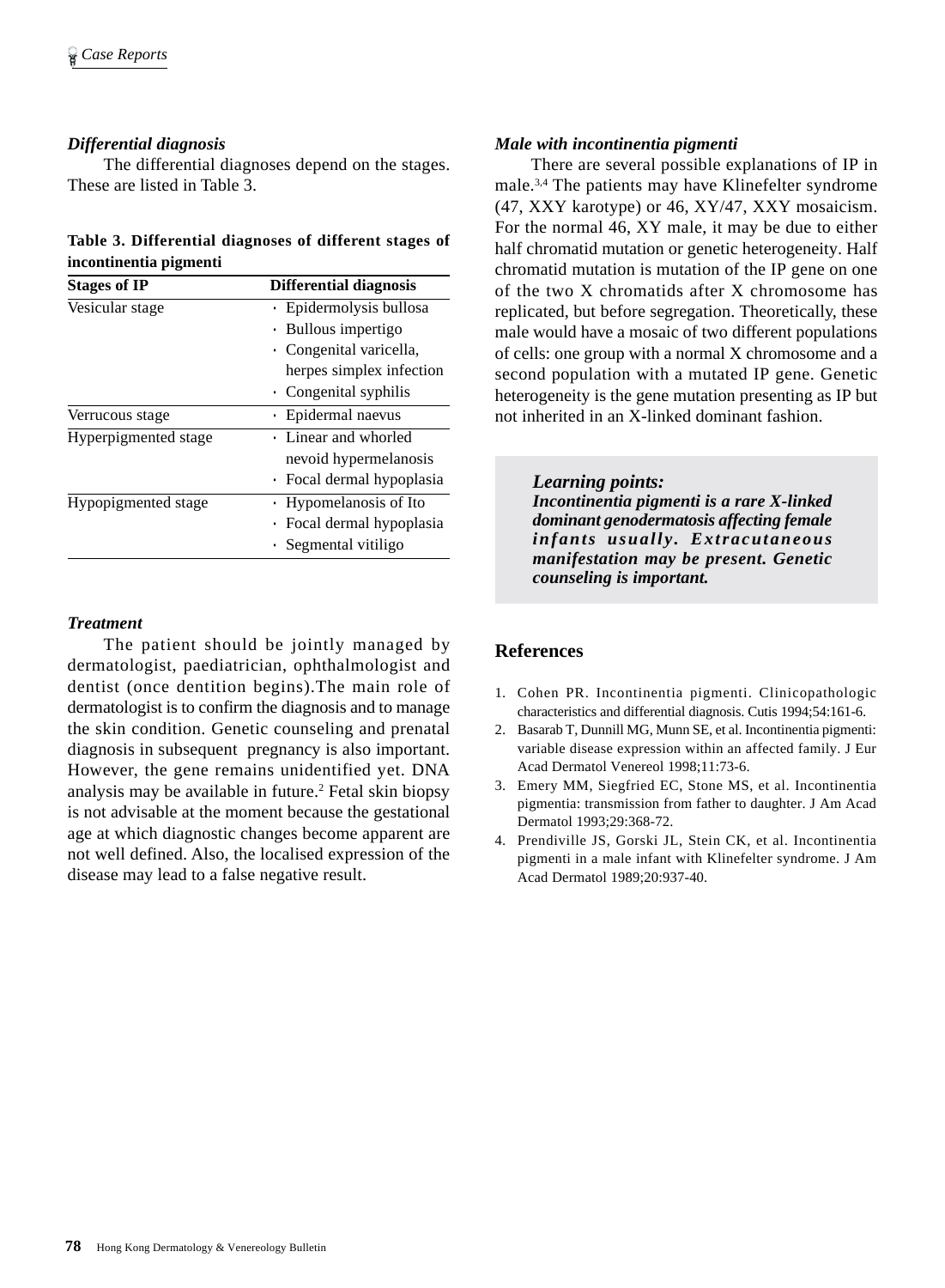### *Differential diagnosis*

The differential diagnoses depend on the stages. These are listed in Table 3.

**Table 3. Differential diagnoses of different stages of incontinentia pigmenti**

| Stages of IP | Differential diagnosis |
| --- | --- |
| Vesicular stage | · Epidermolysis bullosa<br>· Bullous impertigo<br>· Congenital varicella, herpes simplex infection<br>· Congenital syphilis |
| Verrucous stage | · Epidermal naevus |
| Hyperpigmented stage | · Linear and whorled nevoid hypermelanosis<br>· Focal dermal hypoplasia |
| Hypopigmented stage | · Hypomelanosis of Ito<br>· Focal dermal hypoplasia<br>· Segmental vitiligo |

### *Treatment*

The patient should be jointly managed by dermatologist, paediatrician, ophthalmologist and dentist (once dentition begins).The main role of dermatologist is to confirm the diagnosis and to manage the skin condition. Genetic counseling and prenatal diagnosis in subsequent pregnancy is also important. However, the gene remains unidentified yet. DNA analysis may be available in future.[2] Fetal skin biopsy is not advisable at the moment because the gestational age at which diagnostic changes become apparent are not well defined. Also, the localised expression of the disease may lead to a false negative result.

### *Male with incontinentia pigmenti*

There are several possible explanations of IP in male.[3,4] The patients may have Klinefelter syndrome (47, XXY karotype) or 46, XY/47, XXY mosaicism. For the normal 46, XY male, it may be due to either half chromatid mutation or genetic heterogeneity. Half chromatid mutation is mutation of the IP gene on one of the two X chromatids after X chromosome has replicated, but before segregation. Theoretically, these male would have a mosaic of two different populations of cells: one group with a normal X chromosome and a second population with a mutated IP gene. Genetic heterogeneity is the gene mutation presenting as IP but not inherited in an X-linked dominant fashion.

> ***Learning points:***
> ***Incontinentia pigmenti is a rare X-linked dominant genodermatosis affecting female infants usually. Extracutaneous manifestation may be present. Genetic counseling is important.***

## References

1. Cohen PR. Incontinentia pigmenti. Clinicopathologic characteristics and differential diagnosis. Cutis 1994;54:161-6.
2. Basarab T, Dunnill MG, Munn SE, et al. Incontinentia pigmenti: variable disease expression within an affected family. J Eur Acad Dermatol Venereol 1998;11:73-6.
3. Emery MM, Siegfried EC, Stone MS, et al. Incontinentia pigmentia: transmission from father to daughter. J Am Acad Dermatol 1993;29:368-72.
4. Prendiville JS, Gorski JL, Stein CK, et al. Incontinentia pigmenti in a male infant with Klinefelter syndrome. J Am Acad Dermatol 1989;20:937-40.